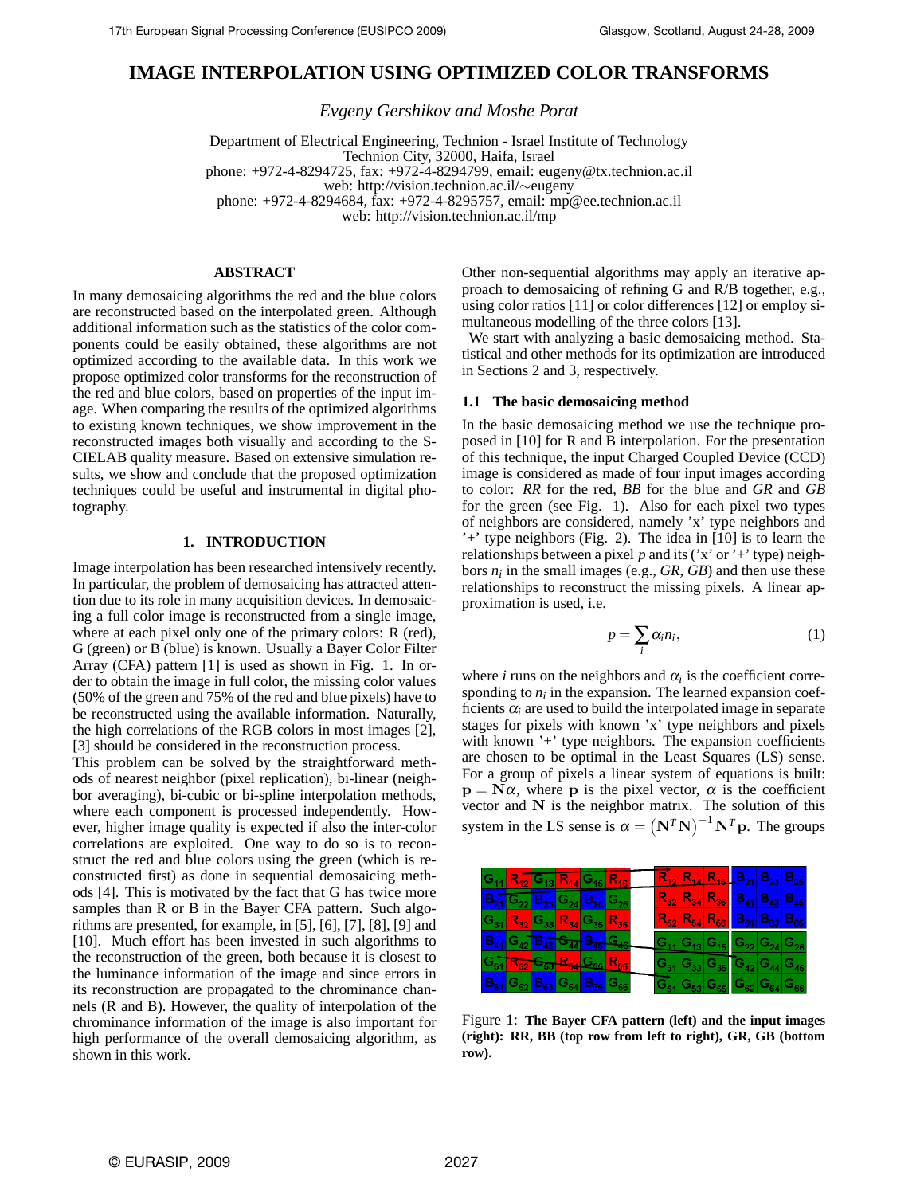# IMAGE INTERPOLATION USING OPTIMIZED COLOR TRANSFORMS

*Evgeny Gershikov and Moshe Porat*

Department of Electrical Engineering, Technion - Israel Institute of Technology
Technion City, 32000, Haifa, Israel
phone: +972-4-8294725, fax: +972-4-8294799, email: eugeny@tx.technion.ac.il
web: http://vision.technion.ac.il/∼eugeny
phone: +972-4-8294684, fax: +972-4-8295757, email: mp@ee.technion.ac.il
web: http://vision.technion.ac.il/mp

## ABSTRACT

In many demosaicing algorithms the red and the blue colors are reconstructed based on the interpolated green. Although additional information such as the statistics of the color components could be easily obtained, these algorithms are not optimized according to the available data. In this work we propose optimized color transforms for the reconstruction of the red and blue colors, based on properties of the input image. When comparing the results of the optimized algorithms to existing known techniques, we show improvement in the reconstructed images both visually and according to the S-CIELAB quality measure. Based on extensive simulation results, we show and conclude that the proposed optimization techniques could be useful and instrumental in digital photography.

## 1. INTRODUCTION

Image interpolation has been researched intensively recently. In particular, the problem of demosaicing has attracted attention due to its role in many acquisition devices. In demosaicing a full color image is reconstructed from a single image, where at each pixel only one of the primary colors: R (red), G (green) or B (blue) is known. Usually a Bayer Color Filter Array (CFA) pattern [1] is used as shown in Fig. 1. In order to obtain the image in full color, the missing color values (50% of the green and 75% of the red and blue pixels) have to be reconstructed using the available information. Naturally, the high correlations of the RGB colors in most images [2], [3] should be considered in the reconstruction process.

This problem can be solved by the straightforward methods of nearest neighbor (pixel replication), bi-linear (neighbor averaging), bi-cubic or bi-spline interpolation methods, where each component is processed independently. However, higher image quality is expected if also the inter-color correlations are exploited. One way to do so is to reconstruct the red and blue colors using the green (which is reconstructed first) as done in sequential demosaicing methods [4]. This is motivated by the fact that G has twice more samples than R or B in the Bayer CFA pattern. Such algorithms are presented, for example, in [5], [6], [7], [8], [9] and [10]. Much effort has been invested in such algorithms to the reconstruction of the green, both because it is closest to the luminance information of the image and since errors in its reconstruction are propagated to the chrominance channels (R and B). However, the quality of interpolation of the chrominance information of the image is also important for high performance of the overall demosaicing algorithm, as shown in this work.

Other non-sequential algorithms may apply an iterative approach to demosaicing of refining G and R/B together, e.g., using color ratios [11] or color differences [12] or employ simultaneous modelling of the three colors [13].

We start with analyzing a basic demosaicing method. Statistical and other methods for its optimization are introduced in Sections 2 and 3, respectively.

### 1.1 The basic demosaicing method

In the basic demosaicing method we use the technique proposed in [10] for R and B interpolation. For the presentation of this technique, the input Charged Coupled Device (CCD) image is considered as made of four input images according to color: *RR* for the red, *BB* for the blue and *GR* and *GB* for the green (see Fig. 1). Also for each pixel two types of neighbors are considered, namely 'x' type neighbors and '+' type neighbors (Fig. 2). The idea in [10] is to learn the relationships between a pixel $p$ and its ('x' or '+' type) neighbors $n_i$ in the small images (e.g., *GR*, *GB*) and then use these relationships to reconstruct the missing pixels. A linear approximation is used, i.e.

$$p = \sum_i \alpha_i n_i, \tag{1}$$

where $i$ runs on the neighbors and $\alpha_i$ is the coefficient corresponding to $n_i$ in the expansion. The learned expansion coefficients $\alpha_i$ are used to build the interpolated image in separate stages for pixels with known 'x' type neighbors and pixels with known '+' type neighbors. The expansion coefficients are chosen to be optimal in the Least Squares (LS) sense. For a group of pixels a linear system of equations is built: $\mathbf{p} = \mathbf{N}\alpha$, where $\mathbf{p}$ is the pixel vector, $\alpha$ is the coefficient vector and $\mathbf{N}$ is the neighbor matrix. The solution of this system in the LS sense is $\alpha = \left(\mathbf{N}^T\mathbf{N}\right)^{-1}\mathbf{N}^T\mathbf{p}$. The groups

Figure 1: **The Bayer CFA pattern (left) and the input images (right): RR, BB (top row from left to right), GR, GB (bottom row).**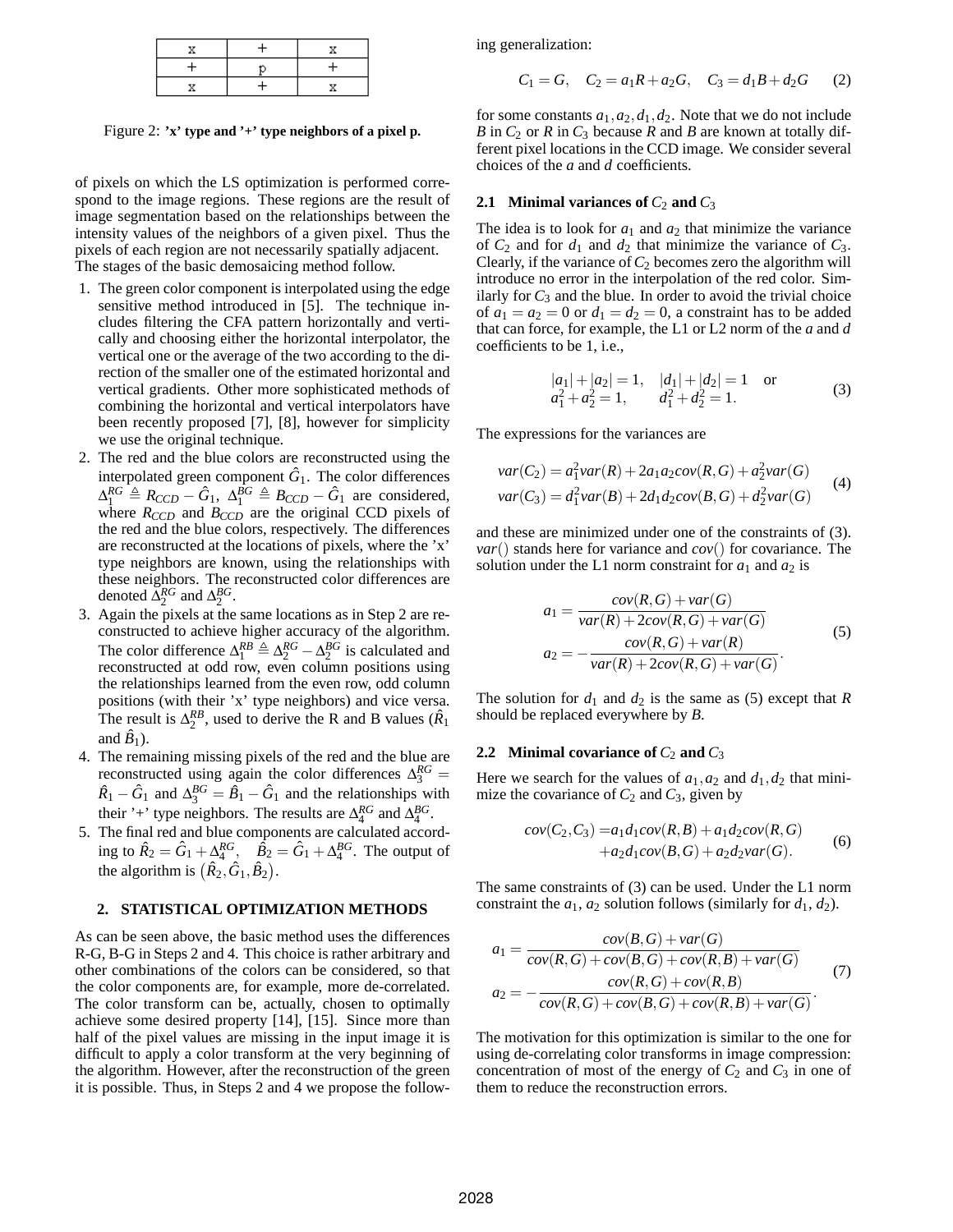| x | + | x |
|---|---|---|
| + | p | + |
| x | + | x |

Figure 2: **'x' type and '+' type neighbors of a pixel p.**

of pixels on which the LS optimization is performed correspond to the image regions. These regions are the result of image segmentation based on the relationships between the intensity values of the neighbors of a given pixel. Thus the pixels of each region are not necessarily spatially adjacent. The stages of the basic demosaicing method follow.

1. The green color component is interpolated using the edge sensitive method introduced in [5]. The technique includes filtering the CFA pattern horizontally and vertically and choosing either the horizontal interpolator, the vertical one or the average of the two according to the direction of the smaller one of the estimated horizontal and vertical gradients. Other more sophisticated methods of combining the horizontal and vertical interpolators have been recently proposed [7], [8], however for simplicity we use the original technique.
2. The red and the blue colors are reconstructed using the interpolated green component $\hat{G}_1$. The color differences $\Delta_1^{RG} \triangleq R_{CCD} - \hat{G}_1$, $\Delta_1^{BG} \triangleq B_{CCD} - \hat{G}_1$ are considered, where $R_{CCD}$ and $B_{CCD}$ are the original CCD pixels of the red and the blue colors, respectively. The differences are reconstructed at the locations of pixels, where the 'x' type neighbors are known, using the relationships with these neighbors. The reconstructed color differences are denoted $\Delta_2^{RG}$ and $\Delta_2^{BG}$.
3. Again the pixels at the same locations as in Step 2 are reconstructed to achieve higher accuracy of the algorithm. The color difference $\Delta_1^{RB} \triangleq \Delta_2^{RG} - \Delta_2^{BG}$ is calculated and reconstructed at odd row, even column positions using the relationships learned from the even row, odd column positions (with their 'x' type neighbors) and vice versa. The result is $\Delta_2^{RB}$, used to derive the R and B values ($\hat{R}_1$ and $\hat{B}_1$).
4. The remaining missing pixels of the red and the blue are reconstructed using again the color differences $\Delta_3^{RG} = \hat{R}_1 - \hat{G}_1$ and $\Delta_3^{BG} = \hat{B}_1 - \hat{G}_1$ and the relationships with their '+' type neighbors. The results are $\Delta_4^{RG}$ and $\Delta_4^{BG}$.
5. The final red and blue components are calculated according to $\hat{R}_2 = \hat{G}_1 + \Delta_4^{RG}$, $\hat{B}_2 = \hat{G}_1 + \Delta_4^{BG}$. The output of the algorithm is $(\hat{R}_2, \hat{G}_1, \hat{B}_2)$.

## 2. STATISTICAL OPTIMIZATION METHODS

As can be seen above, the basic method uses the differences R-G, B-G in Steps 2 and 4. This choice is rather arbitrary and other combinations of the colors can be considered, so that the color components are, for example, more de-correlated. The color transform can be, actually, chosen to optimally achieve some desired property [14], [15]. Since more than half of the pixel values are missing in the input image it is difficult to apply a color transform at the very beginning of the algorithm. However, after the reconstruction of the green it is possible. Thus, in Steps 2 and 4 we propose the following generalization:

$$C_1 = G, \quad C_2 = a_1 R + a_2 G, \quad C_3 = d_1 B + d_2 G \tag{2}$$

for some constants $a_1, a_2, d_1, d_2$. Note that we do not include $B$ in $C_2$ or $R$ in $C_3$ because $R$ and $B$ are known at totally different pixel locations in the CCD image. We consider several choices of the $a$ and $d$ coefficients.

### 2.1 Minimal variances of $C_2$ and $C_3$

The idea is to look for $a_1$ and $a_2$ that minimize the variance of $C_2$ and for $d_1$ and $d_2$ that minimize the variance of $C_3$. Clearly, if the variance of $C_2$ becomes zero the algorithm will introduce no error in the interpolation of the red color. Similarly for $C_3$ and the blue. In order to avoid the trivial choice of $a_1 = a_2 = 0$ or $d_1 = d_2 = 0$, a constraint has to be added that can force, for example, the L1 or L2 norm of the $a$ and $d$ coefficients to be 1, i.e.,

$$\begin{array}{ll} |a_1| + |a_2| = 1, & |d_1| + |d_2| = 1 \quad \text{or} \\ a_1^2 + a_2^2 = 1, & d_1^2 + d_2^2 = 1. \end{array} \tag{3}$$

The expressions for the variances are

$$\begin{aligned} var(C_2) &= a_1^2 var(R) + 2a_1 a_2 cov(R,G) + a_2^2 var(G) \\ var(C_3) &= d_1^2 var(B) + 2d_1 d_2 cov(B,G) + d_2^2 var(G) \end{aligned} \tag{4}$$

and these are minimized under one of the constraints of (3). $var()$ stands here for variance and $cov()$ for covariance. The solution under the L1 norm constraint for $a_1$ and $a_2$ is

$$\begin{aligned} a_1 &= \frac{cov(R,G) + var(G)}{var(R) + 2cov(R,G) + var(G)} \\ a_2 &= -\frac{cov(R,G) + var(R)}{var(R) + 2cov(R,G) + var(G)}. \end{aligned} \tag{5}$$

The solution for $d_1$ and $d_2$ is the same as (5) except that $R$ should be replaced everywhere by $B$.

### 2.2 Minimal covariance of $C_2$ and $C_3$

Here we search for the values of $a_1, a_2$ and $d_1, d_2$ that minimize the covariance of $C_2$ and $C_3$, given by

$$\begin{aligned} cov(C_2, C_3) = & a_1 d_1 cov(R,B) + a_1 d_2 cov(R,G) \\ & + a_2 d_1 cov(B,G) + a_2 d_2 var(G). \end{aligned} \tag{6}$$

The same constraints of (3) can be used. Under the L1 norm constraint the $a_1$, $a_2$ solution follows (similarly for $d_1$, $d_2$).

$$\begin{aligned} a_1 &= \frac{cov(B,G) + var(G)}{cov(R,G) + cov(B,G) + cov(R,B) + var(G)} \\ a_2 &= -\frac{cov(R,G) + cov(R,B)}{cov(R,G) + cov(B,G) + cov(R,B) + var(G)}. \end{aligned} \tag{7}$$

The motivation for this optimization is similar to the one for using de-correlating color transforms in image compression: concentration of most of the energy of $C_2$ and $C_3$ in one of them to reduce the reconstruction errors.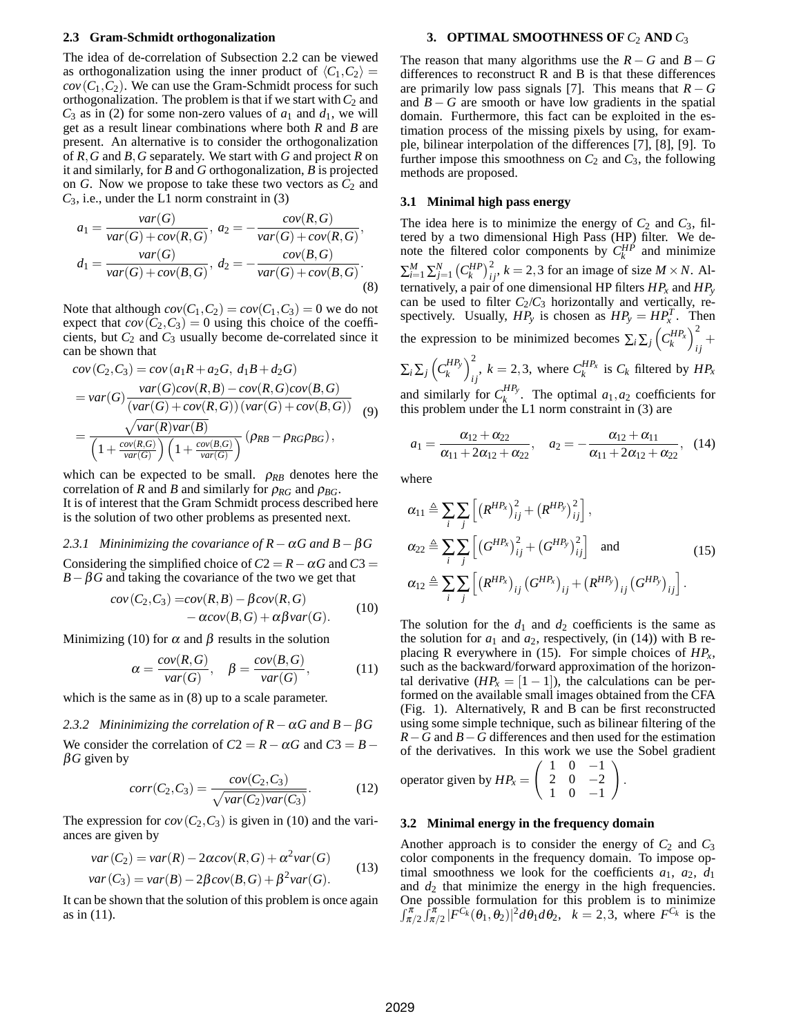### 2.3 Gram-Schmidt orthogonalization

The idea of de-correlation of Subsection 2.2 can be viewed as orthogonalization using the inner product of $\langle C_1, C_2 \rangle = cov(C_1, C_2)$. We can use the Gram-Schmidt process for such orthogonalization. The problem is that if we start with $C_2$ and $C_3$ as in (2) for some non-zero values of $a_1$ and $d_1$, we will get as a result linear combinations where both $R$ and $B$ are present. An alternative is to consider the orthogonalization of $R, G$ and $B, G$ separately. We start with $G$ and project $R$ on it and similarly, for $B$ and $G$ orthogonalization, $B$ is projected on $G$. Now we propose to take these two vectors as $C_2$ and $C_3$, i.e., under the L1 norm constraint in (3)

$$a_1 = \frac{var(G)}{var(G)+cov(R,G)},\; a_2 = -\frac{cov(R,G)}{var(G)+cov(R,G)},$$
$$d_1 = \frac{var(G)}{var(G)+cov(B,G)},\; d_2 = -\frac{cov(B,G)}{var(G)+cov(B,G)}. \tag{8}$$

Note that although $cov(C_1,C_2) = cov(C_1,C_3) = 0$ we do not expect that $cov(C_2,C_3) = 0$ using this choice of the coefficients, but $C_2$ and $C_3$ usually become de-correlated since it can be shown that

$$\begin{aligned} &cov(C_2,C_3) = cov(a_1R + a_2G,\; d_1B + d_2G) \\ &= var(G)\frac{var(G)cov(R,B) - cov(R,G)cov(B,G)}{(var(G)+cov(R,G))(var(G)+cov(B,G))} \\ &= \frac{\sqrt{var(R)var(B)}}{\left(1+\frac{cov(R,G)}{var(G)}\right)\left(1+\frac{cov(B,G)}{var(G)}\right)}(\rho_{RB} - \rho_{RG}\rho_{BG}), \end{aligned} \tag{9}$$

which can be expected to be small. $\rho_{RB}$ denotes here the correlation of $R$ and $B$ and similarly for $\rho_{RG}$ and $\rho_{BG}$.
It is of interest that the Gram Schmidt process described here is the solution of two other problems as presented next.

#### 2.3.1 Mininimizing the covariance of $R-\alpha G$ and $B-\beta G$

Considering the simplified choice of $C2 = R-\alpha G$ and $C3 = B-\beta G$ and taking the covariance of the two we get that

$$\begin{aligned} cov(C_2,C_3) =& cov(R,B) - \beta cov(R,G) \\ &- \alpha cov(B,G) + \alpha\beta var(G). \end{aligned} \tag{10}$$

Minimizing (10) for $\alpha$ and $\beta$ results in the solution

$$\alpha = \frac{cov(R,G)}{var(G)}, \quad \beta = \frac{cov(B,G)}{var(G)}, \tag{11}$$

which is the same as in (8) up to a scale parameter.

#### 2.3.2 Mininimizing the correlation of $R-\alpha G$ and $B-\beta G$

We consider the correlation of $C2 = R-\alpha G$ and $C3 = B-\beta G$ given by

$$corr(C_2,C_3) = \frac{cov(C_2,C_3)}{\sqrt{var(C_2)var(C_3)}}. \tag{12}$$

The expression for $cov(C_2,C_3)$ is given in (10) and the variances are given by

$$\begin{aligned} var(C_2) &= var(R) - 2\alpha cov(R,G) + \alpha^2 var(G) \\ var(C_3) &= var(B) - 2\beta cov(B,G) + \beta^2 var(G). \end{aligned} \tag{13}$$

It can be shown that the solution of this problem is once again as in (11).

## 3. OPTIMAL SMOOTHNESS OF $C_2$ AND $C_3$

The reason that many algorithms use the $R-G$ and $B-G$ differences to reconstruct R and B is that these differences are primarily low pass signals [7]. This means that $R-G$ and $B-G$ are smooth or have low gradients in the spatial domain. Furthermore, this fact can be exploited in the estimation process of the missing pixels by using, for example, bilinear interpolation of the differences [7], [8], [9]. To further impose this smoothness on $C_2$ and $C_3$, the following methods are proposed.

### 3.1 Minimal high pass energy

The idea here is to minimize the energy of $C_2$ and $C_3$, filtered by a two dimensional High Pass (HP) filter. We denote the filtered color components by $C_k^{HP}$ and minimize $\sum_{i=1}^{M}\sum_{j=1}^{N}\left(C_k^{HP}\right)_{ij}^2$, $k = 2,3$ for an image of size $M\times N$. Alternatively, a pair of one dimensional HP filters $HP_x$ and $HP_y$ can be used to filter $C_2/C_3$ horizontally and vertically, respectively. Usually, $HP_y$ is chosen as $HP_y = HP_x^T$. Then the expression to be minimized becomes $\sum_i\sum_j\left(C_k^{HP_x}\right)_{ij}^2 + \sum_i\sum_j\left(C_k^{HP_y}\right)_{ij}^2$, $k = 2,3$, where $C_k^{HP_x}$ is $C_k$ filtered by $HP_x$ and similarly for $C_k^{HP_y}$. The optimal $a_1, a_2$ coefficients for this problem under the L1 norm constraint in (3) are

$$a_1 = \frac{\alpha_{12}+\alpha_{22}}{\alpha_{11}+2\alpha_{12}+\alpha_{22}}, \quad a_2 = -\frac{\alpha_{12}+\alpha_{11}}{\alpha_{11}+2\alpha_{12}+\alpha_{22}}, \tag{14}$$

where

$$\begin{aligned} \alpha_{11} &\triangleq \sum_i\sum_j\left[\left(R^{HP_x}\right)_{ij}^2 + \left(R^{HP_y}\right)_{ij}^2\right], \\ \alpha_{22} &\triangleq \sum_i\sum_j\left[\left(G^{HP_x}\right)_{ij}^2 + \left(G^{HP_y}\right)_{ij}^2\right] \quad \text{and} \\ \alpha_{12} &\triangleq \sum_i\sum_j\left[\left(R^{HP_x}\right)_{ij}\left(G^{HP_x}\right)_{ij} + \left(R^{HP_y}\right)_{ij}\left(G^{HP_y}\right)_{ij}\right]. \end{aligned} \tag{15}$$

The solution for the $d_1$ and $d_2$ coefficients is the same as the solution for $a_1$ and $a_2$, respectively, (in (14)) with B replacing R everywhere in (15). For simple choices of $HP_x$, such as the backward/forward approximation of the horizontal derivative ($HP_x = [1\; -1]$), the calculations can be performed on the available small images obtained from the CFA (Fig. 1). Alternatively, R and B can be first reconstructed using some simple technique, such as bilinear filtering of the $R-G$ and $B-G$ differences and then used for the estimation of the derivatives. In this work we use the Sobel gradient operator given by $HP_x = \begin{pmatrix} 1 & 0 & -1 \\ 2 & 0 & -2 \\ 1 & 0 & -1 \end{pmatrix}$.

### 3.2 Minimal energy in the frequency domain

Another approach is to consider the energy of $C_2$ and $C_3$ color components in the frequency domain. To impose optimal smoothness we look for the coefficients $a_1$, $a_2$, $d_1$ and $d_2$ that minimize the energy in the high frequencies. One possible formulation for this problem is to minimize $\int_{\pi/2}^{\pi}\int_{\pi/2}^{\pi}|F^{C_k}(\theta_1,\theta_2)|^2 d\theta_1 d\theta_2$, $k = 2,3$, where $F^{C_k}$ is the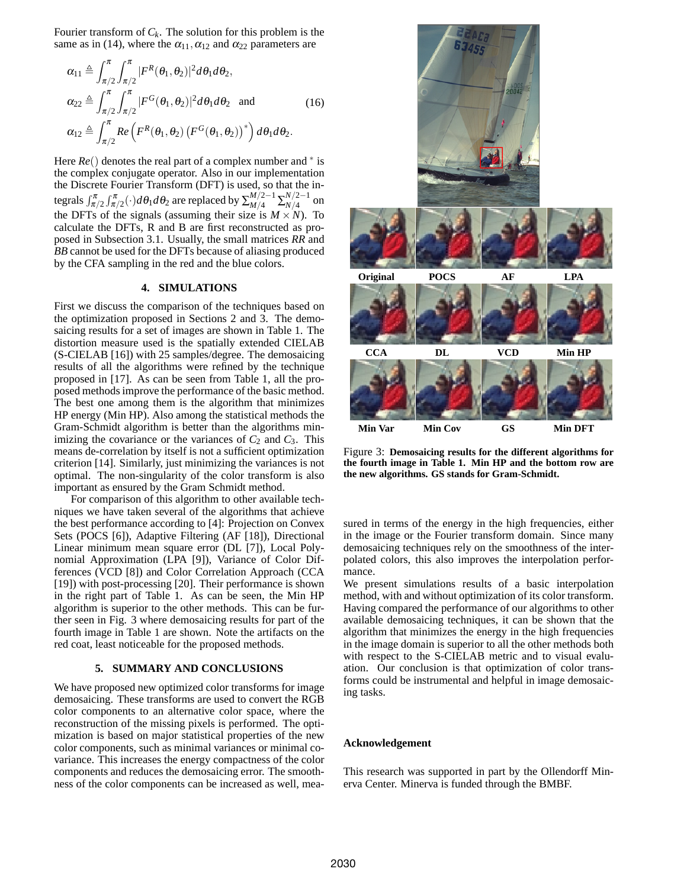Fourier transform of $C_k$. The solution for this problem is the same as in (14), where the $\alpha_{11}, \alpha_{12}$ and $\alpha_{22}$ parameters are

$$\alpha_{11} \triangleq \int_{\pi/2}^{\pi}\int_{\pi/2}^{\pi} |F^R(\theta_1,\theta_2)|^2 d\theta_1 d\theta_2,$$
$$\alpha_{22} \triangleq \int_{\pi/2}^{\pi}\int_{\pi/2}^{\pi} |F^G(\theta_1,\theta_2)|^2 d\theta_1 d\theta_2 \quad \text{and} \tag{16}$$
$$\alpha_{12} \triangleq \int_{\pi/2}^{\pi} Re\left(F^R(\theta_1,\theta_2)\left(F^G(\theta_1,\theta_2)\right)^*\right) d\theta_1 d\theta_2.$$

Here $Re()$ denotes the real part of a complex number and $^*$ is the complex conjugate operator. Also in our implementation the Discrete Fourier Transform (DFT) is used, so that the integrals $\int_{\pi/2}^{\pi}\int_{\pi/2}^{\pi}(\cdot)d\theta_1 d\theta_2$ are replaced by $\sum_{M/4}^{M/2-1}\sum_{N/4}^{N/2-1}$ on the DFTs of the signals (assuming their size is $M \times N$). To calculate the DFTs, R and B are first reconstructed as proposed in Subsection 3.1. Usually, the small matrices *RR* and *BB* cannot be used for the DFTs because of aliasing produced by the CFA sampling in the red and the blue colors.

## 4. SIMULATIONS

First we discuss the comparison of the techniques based on the optimization proposed in Sections 2 and 3. The demosaicing results for a set of images are shown in Table 1. The distortion measure used is the spatially extended CIELAB (S-CIELAB [16]) with 25 samples/degree. The demosaicing results of all the algorithms were refined by the technique proposed in [17]. As can be seen from Table 1, all the proposed methods improve the performance of the basic method. The best one among them is the algorithm that minimizes HP energy (Min HP). Also among the statistical methods the Gram-Schmidt algorithm is better than the algorithms minimizing the covariance or the variances of $C_2$ and $C_3$. This means de-correlation by itself is not a sufficient optimization criterion [14]. Similarly, just minimizing the variances is not optimal. The non-singularity of the color transform is also important as ensured by the Gram Schmidt method.

For comparison of this algorithm to other available techniques we have taken several of the algorithms that achieve the best performance according to [4]: Projection on Convex Sets (POCS [6]), Adaptive Filtering (AF [18]), Directional Linear minimum mean square error (DL [7]), Local Polynomial Approximation (LPA [9]), Variance of Color Differences (VCD [8]) and Color Correlation Approach (CCA [19]) with post-processing [20]. Their performance is shown in the right part of Table 1. As can be seen, the Min HP algorithm is superior to the other methods. This can be further seen in Fig. 3 where demosaicing results for part of the fourth image in Table 1 are shown. Note the artifacts on the red coat, least noticeable for the proposed methods.

## 5. SUMMARY AND CONCLUSIONS

We have proposed new optimized color transforms for image demosaicing. These transforms are used to convert the RGB color components to an alternative color space, where the reconstruction of the missing pixels is performed. The optimization is based on major statistical properties of the new color components, such as minimal variances or minimal covariance. This increases the energy compactness of the color components and reduces the demosaicing error. The smoothness of the color components can be increased as well, measured in terms of the energy in the high frequencies, either in the image or the Fourier transform domain. Since many demosaicing techniques rely on the smoothness of the interpolated colors, this also improves the interpolation performance.

We present simulations results of a basic interpolation method, with and without optimization of its color transform. Having compared the performance of our algorithms to other available demosaicing techniques, it can be shown that the algorithm that minimizes the energy in the high frequencies in the image domain is superior to all the other methods both with respect to the S-CIELAB metric and to visual evaluation. Our conclusion is that optimization of color transforms could be instrumental and helpful in image demosaicing tasks.

Original | POCS | AF | LPA
CCA | DL | VCD | Min HP
Min Var | Min Cov | GS | Min DFT

Figure 3: **Demosaicing results for the different algorithms for the fourth image in Table 1. Min HP and the bottom row are the new algorithms. GS stands for Gram-Schmidt.**

### Acknowledgement

This research was supported in part by the Ollendorff Minerva Center. Minerva is funded through the BMBF.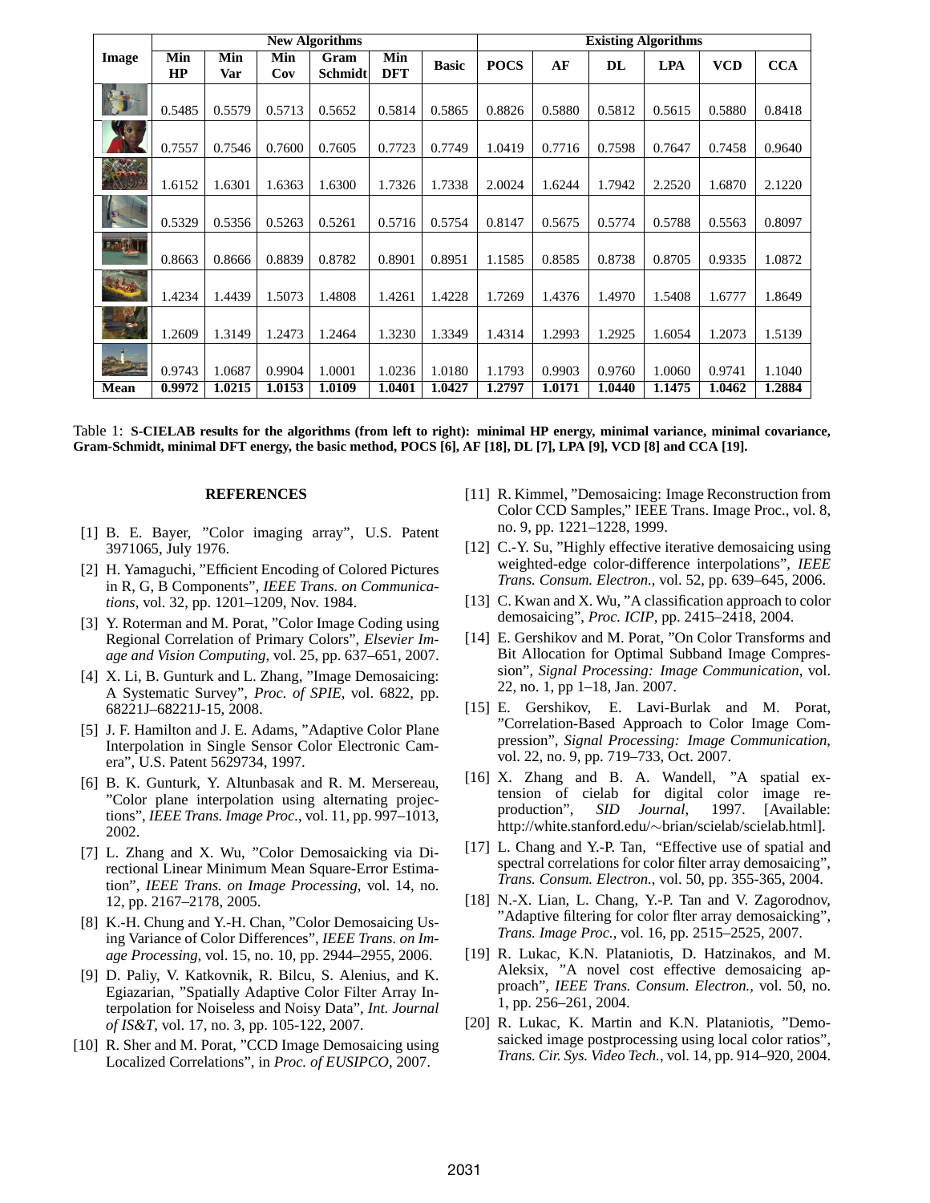| Image | New Algorithms | | | | | | Existing Algorithms | | | | | |
|---|---|---|---|---|---|---|---|---|---|---|---|---|
| | Min HP | Min Var | Min Cov | Gram Schmidt | Min DFT | Basic | POCS | AF | DL | LPA | VCD | CCA |
| | 0.5485 | 0.5579 | 0.5713 | 0.5652 | 0.5814 | 0.5865 | 0.8826 | 0.5880 | 0.5812 | 0.5615 | 0.5880 | 0.8418 |
| | 0.7557 | 0.7546 | 0.7600 | 0.7605 | 0.7723 | 0.7749 | 1.0419 | 0.7716 | 0.7598 | 0.7647 | 0.7458 | 0.9640 |
| | 1.6152 | 1.6301 | 1.6363 | 1.6300 | 1.7326 | 1.7338 | 2.0024 | 1.6244 | 1.7942 | 2.2520 | 1.6870 | 2.1220 |
| | 0.5329 | 0.5356 | 0.5263 | 0.5261 | 0.5716 | 0.5754 | 0.8147 | 0.5675 | 0.5774 | 0.5788 | 0.5563 | 0.8097 |
| | 0.8663 | 0.8666 | 0.8839 | 0.8782 | 0.8901 | 0.8951 | 1.1585 | 0.8585 | 0.8738 | 0.8705 | 0.9335 | 1.0872 |
| | 1.4234 | 1.4439 | 1.5073 | 1.4808 | 1.4261 | 1.4228 | 1.7269 | 1.4376 | 1.4970 | 1.5408 | 1.6777 | 1.8649 |
| | 1.2609 | 1.3149 | 1.2473 | 1.2464 | 1.3230 | 1.3349 | 1.4314 | 1.2993 | 1.2925 | 1.6054 | 1.2073 | 1.5139 |
| | 0.9743 | 1.0687 | 0.9904 | 1.0001 | 1.0236 | 1.0180 | 1.1793 | 0.9903 | 0.9760 | 1.0060 | 0.9741 | 1.1040 |
| **Mean** | **0.9972** | **1.0215** | **1.0153** | **1.0109** | **1.0401** | **1.0427** | **1.2797** | **1.0171** | **1.0440** | **1.1475** | **1.0462** | **1.2884** |

Table 1: **S-CIELAB results for the algorithms (from left to right): minimal HP energy, minimal variance, minimal covariance, Gram-Schmidt, minimal DFT energy, the basic method, POCS [6], AF [18], DL [7], LPA [9], VCD [8] and CCA [19].**

## REFERENCES

[1] B. E. Bayer, "Color imaging array", U.S. Patent 3971065, July 1976.

[2] H. Yamaguchi, "Efficient Encoding of Colored Pictures in R, G, B Components", *IEEE Trans. on Communications*, vol. 32, pp. 1201–1209, Nov. 1984.

[3] Y. Roterman and M. Porat, "Color Image Coding using Regional Correlation of Primary Colors", *Elsevier Image and Vision Computing*, vol. 25, pp. 637–651, 2007.

[4] X. Li, B. Gunturk and L. Zhang, "Image Demosaicing: A Systematic Survey", *Proc. of SPIE*, vol. 6822, pp. 68221J–68221J-15, 2008.

[5] J. F. Hamilton and J. E. Adams, "Adaptive Color Plane Interpolation in Single Sensor Color Electronic Camera", U.S. Patent 5629734, 1997.

[6] B. K. Gunturk, Y. Altunbasak and R. M. Mersereau, "Color plane interpolation using alternating projections", *IEEE Trans. Image Proc.*, vol. 11, pp. 997–1013, 2002.

[7] L. Zhang and X. Wu, "Color Demosaicking via Directional Linear Minimum Mean Square-Error Estimation", *IEEE Trans. on Image Processing*, vol. 14, no. 12, pp. 2167–2178, 2005.

[8] K.-H. Chung and Y.-H. Chan, "Color Demosaicing Using Variance of Color Differences", *IEEE Trans. on Image Processing*, vol. 15, no. 10, pp. 2944–2955, 2006.

[9] D. Paliy, V. Katkovnik, R. Bilcu, S. Alenius, and K. Egiazarian, "Spatially Adaptive Color Filter Array Interpolation for Noiseless and Noisy Data", *Int. Journal of IS&T*, vol. 17, no. 3, pp. 105-122, 2007.

[10] R. Sher and M. Porat, "CCD Image Demosaicing using Localized Correlations", in *Proc. of EUSIPCO*, 2007.

[11] R. Kimmel, "Demosaicing: Image Reconstruction from Color CCD Samples," IEEE Trans. Image Proc., vol. 8, no. 9, pp. 1221–1228, 1999.

[12] C.-Y. Su, "Highly effective iterative demosaicing using weighted-edge color-difference interpolations", *IEEE Trans. Consum. Electron.*, vol. 52, pp. 639–645, 2006.

[13] C. Kwan and X. Wu, "A classification approach to color demosaicing", *Proc. ICIP*, pp. 2415–2418, 2004.

[14] E. Gershikov and M. Porat, "On Color Transforms and Bit Allocation for Optimal Subband Image Compression", *Signal Processing: Image Communication*, vol. 22, no. 1, pp 1–18, Jan. 2007.

[15] E. Gershikov, E. Lavi-Burlak and M. Porat, "Correlation-Based Approach to Color Image Compression", *Signal Processing: Image Communication*, vol. 22, no. 9, pp. 719–733, Oct. 2007.

[16] X. Zhang and B. A. Wandell, "A spatial extension of cielab for digital color image reproduction", *SID Journal*, 1997. [Available: http://white.stanford.edu/∼brian/scielab/scielab.html].

[17] L. Chang and Y.-P. Tan, "Effective use of spatial and spectral correlations for color filter array demosaicking", *Trans. Consum. Electron.*, vol. 50, pp. 355-365, 2004.

[18] N.-X. Lian, L. Chang, Y.-P. Tan and V. Zagorodnov, "Adaptive filtering for color flter array demosaicking", *Trans. Image Proc.*, vol. 16, pp. 2515–2525, 2007.

[19] R. Lukac, K.N. Plataniotis, D. Hatzinakos, and M. Aleksix, "A novel cost effective demosaicing approach", *IEEE Trans. Consum. Electron.*, vol. 50, no. 1, pp. 256–261, 2004.

[20] R. Lukac, K. Martin and K.N. Plataniotis, "Demosaicked image postprocessing using local color ratios", *Trans. Cir. Sys. Video Tech.*, vol. 14, pp. 914–920, 2004.